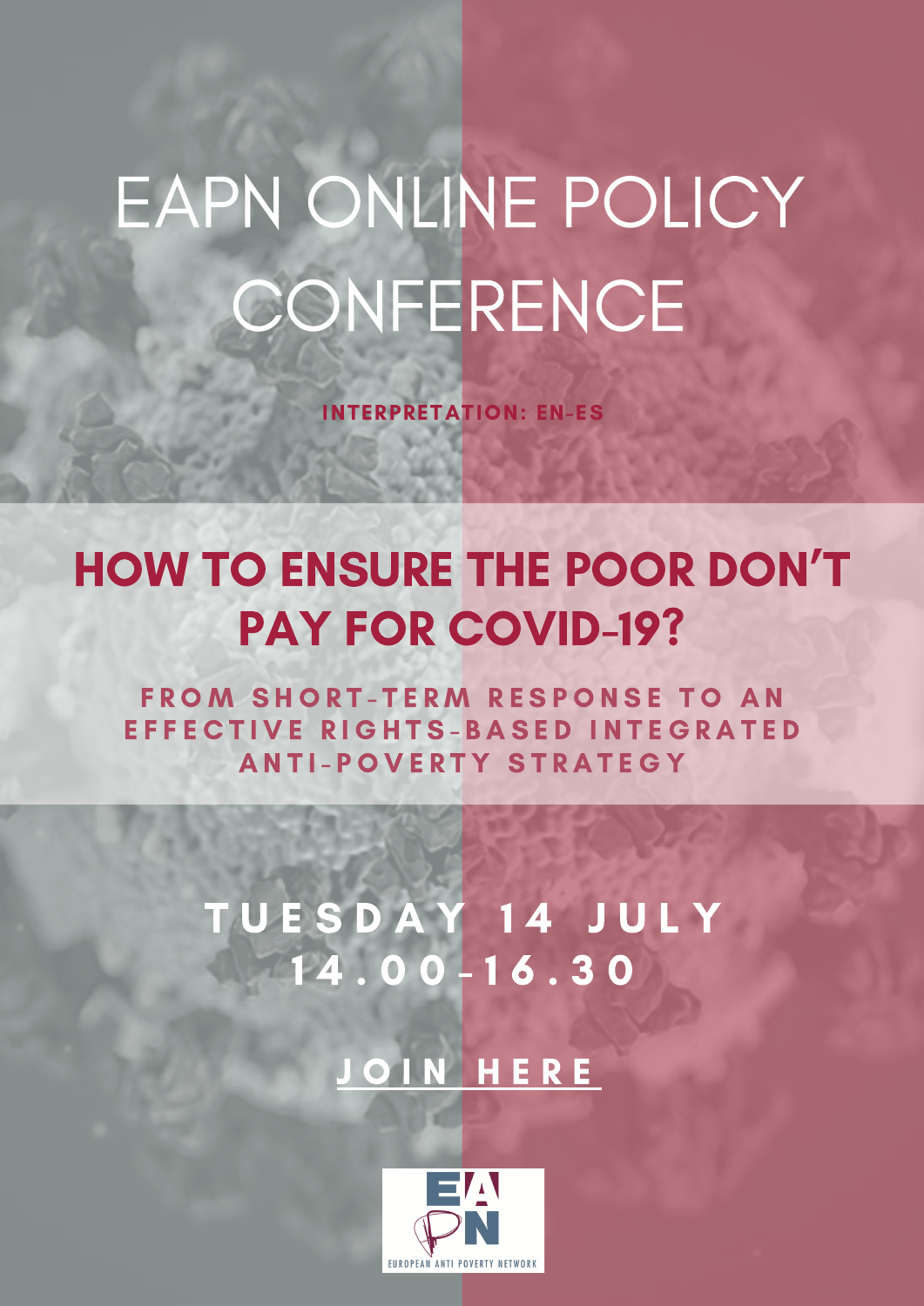# EAPN ONLINE POLICY CONFERENCE

**INTERPRETATION: EN-ES**

## HOW TO ENSURE THE POOR DON'T PAY FOR COVID-19?

**FROM SHORT-TERM RESPONSE TO AN EFFECTIVE RIGHTS-BASED INTEGRATED ANTI-POVERTY STRATEGY**

**TUESDAY 14 JULY**
**14.00-16.30**

**JOIN HERE**

EAPN
EUROPEAN ANTI POVERTY NETWORK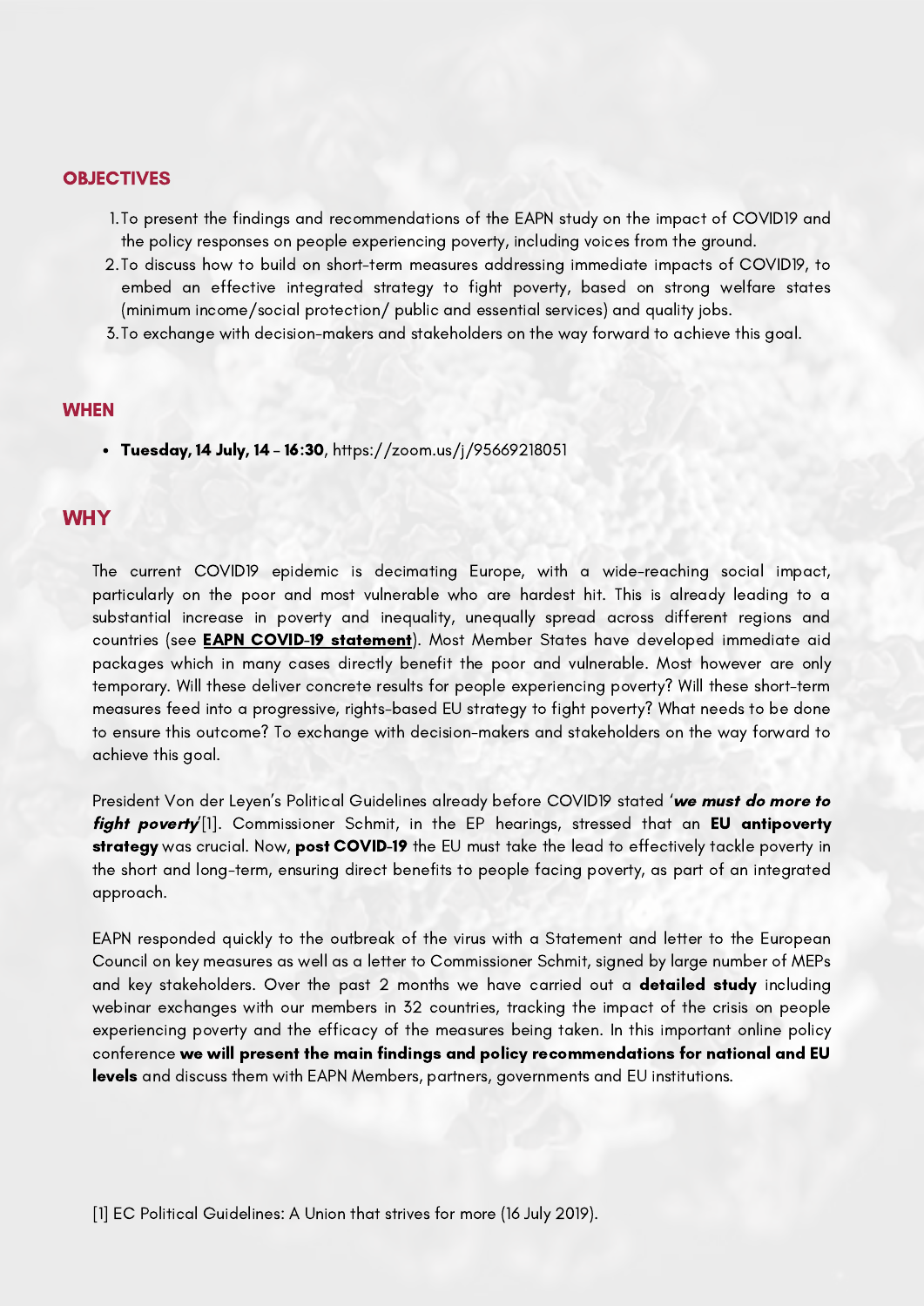## OBJECTIVES

1. To present the findings and recommendations of the EAPN study on the impact of COVID19 and the policy responses on people experiencing poverty, including voices from the ground.
2. To discuss how to build on short-term measures addressing immediate impacts of COVID19, to embed an effective integrated strategy to fight poverty, based on strong welfare states (minimum income/social protection/ public and essential services) and quality jobs.
3. To exchange with decision-makers and stakeholders on the way forward to achieve this goal.

## WHEN

- **Tuesday, 14 July, 14 – 16:30**, https://zoom.us/j/95669218051

## WHY

The current COVID19 epidemic is decimating Europe, with a wide-reaching social impact, particularly on the poor and most vulnerable who are hardest hit. This is already leading to a substantial increase in poverty and inequality, unequally spread across different regions and countries (see **EAPN COVID-19 statement**). Most Member States have developed immediate aid packages which in many cases directly benefit the poor and vulnerable. Most however are only temporary. Will these deliver concrete results for people experiencing poverty? Will these short-term measures feed into a progressive, rights-based EU strategy to fight poverty? What needs to be done to ensure this outcome? To exchange with decision-makers and stakeholders on the way forward to achieve this goal.

President Von der Leyen's Political Guidelines already before COVID19 stated '***we must do more to fight poverty***'[1]. Commissioner Schmit, in the EP hearings, stressed that an **EU antipoverty strategy** was crucial. Now, **post COVID-19** the EU must take the lead to effectively tackle poverty in the short and long-term, ensuring direct benefits to people facing poverty, as part of an integrated approach.

EAPN responded quickly to the outbreak of the virus with a Statement and letter to the European Council on key measures as well as a letter to Commissioner Schmit, signed by large number of MEPs and key stakeholders. Over the past 2 months we have carried out a **detailed study** including webinar exchanges with our members in 32 countries, tracking the impact of the crisis on people experiencing poverty and the efficacy of the measures being taken. In this important online policy conference **we will present the main findings and policy recommendations for national and EU levels** and discuss them with EAPN Members, partners, governments and EU institutions.

[1] EC Political Guidelines: A Union that strives for more (16 July 2019).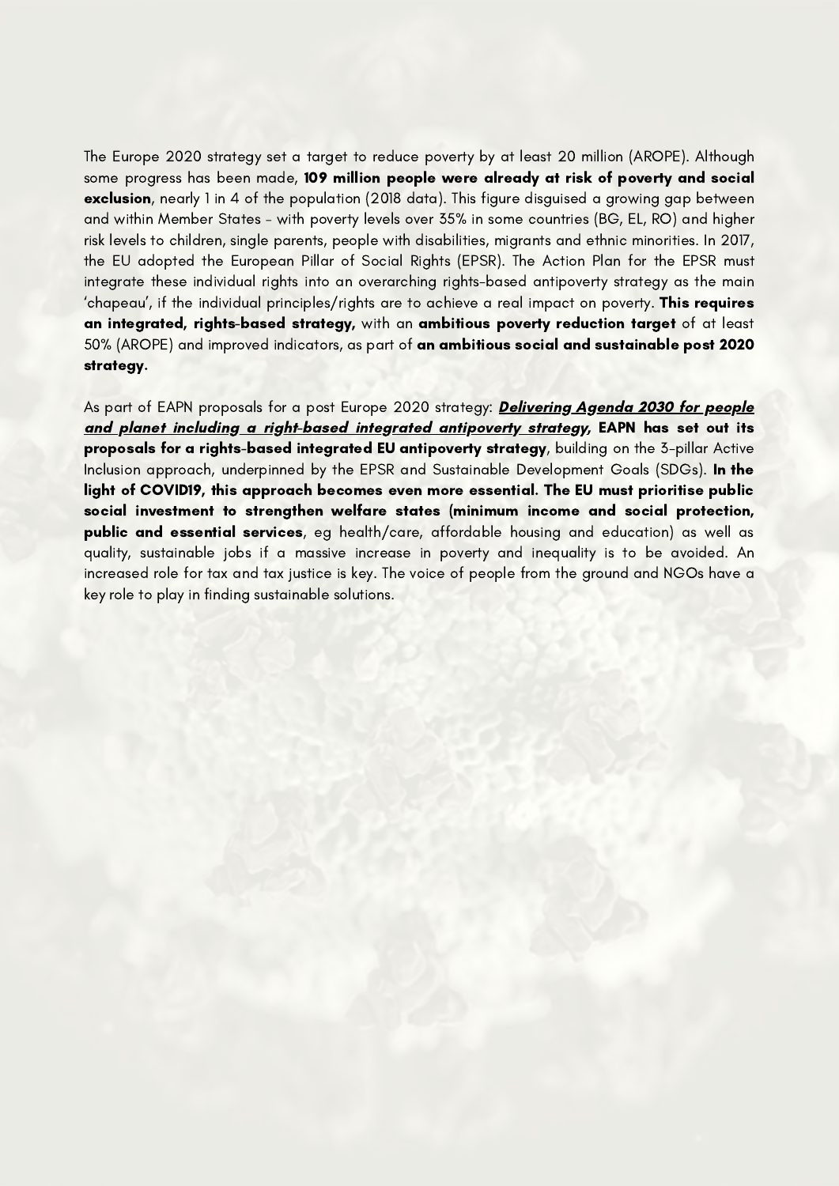The Europe 2020 strategy set a target to reduce poverty by at least 20 million (AROPE). Although some progress has been made, **109 million people were already at risk of poverty and social exclusion**, nearly 1 in 4 of the population (2018 data). This figure disguised a growing gap between and within Member States – with poverty levels over 35% in some countries (BG, EL, RO) and higher risk levels to children, single parents, people with disabilities, migrants and ethnic minorities. In 2017, the EU adopted the European Pillar of Social Rights (EPSR). The Action Plan for the EPSR must integrate these individual rights into an overarching rights-based antipoverty strategy as the main 'chapeau', if the individual principles/rights are to achieve a real impact on poverty. **This requires an integrated, rights-based strategy,** with an **ambitious poverty reduction target** of at least 50% (AROPE) and improved indicators, as part of **an ambitious social and sustainable post 2020 strategy.**

As part of EAPN proposals for a post Europe 2020 strategy: ***Delivering Agenda 2030 for people and planet including a right-based integrated antipoverty strategy*, EAPN has set out its proposals for a rights-based integrated EU antipoverty strategy**, building on the 3-pillar Active Inclusion approach, underpinned by the EPSR and Sustainable Development Goals (SDGs). **In the light of COVID19, this approach becomes even more essential. The EU must prioritise public social investment to strengthen welfare states (minimum income and social protection, public and essential services**, eg health/care, affordable housing and education) as well as quality, sustainable jobs if a massive increase in poverty and inequality is to be avoided. An increased role for tax and tax justice is key. The voice of people from the ground and NGOs have a key role to play in finding sustainable solutions.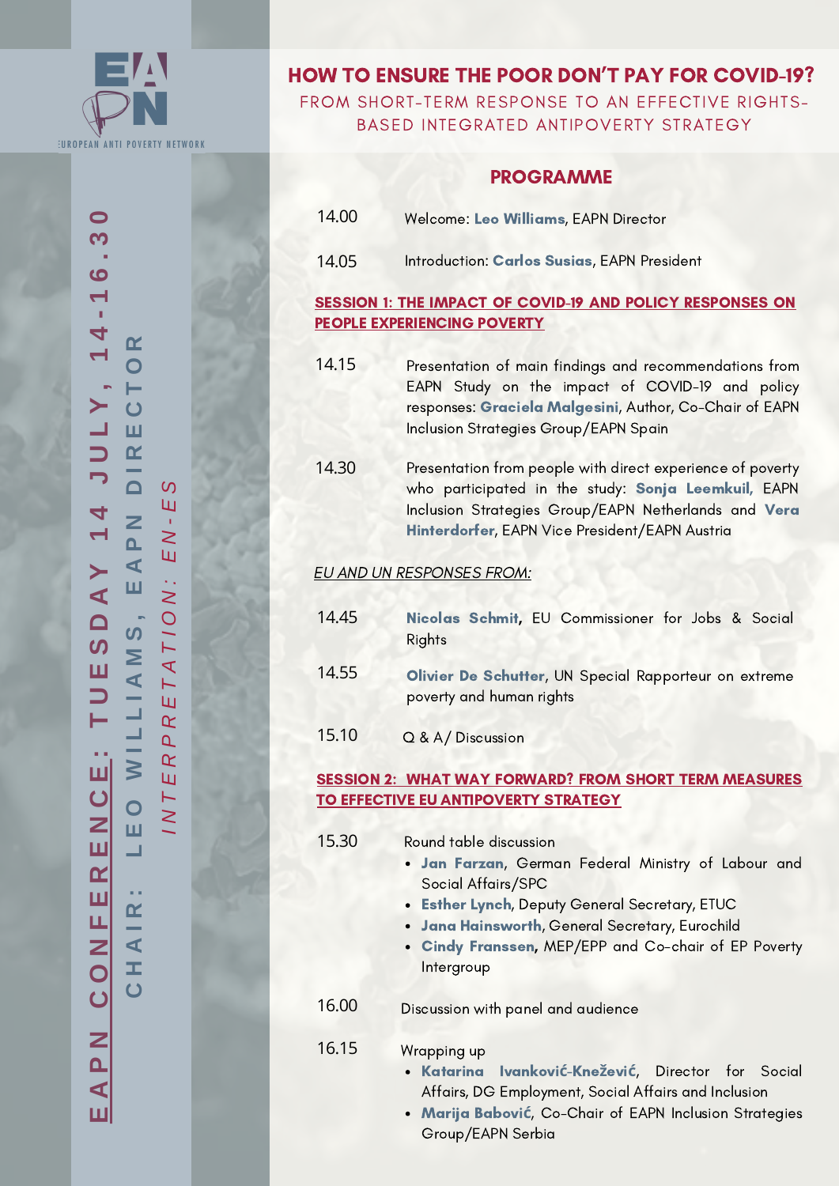EUROPEAN ANTI POVERTY NETWORK

**EAPN CONFERENCE: TUESDAY 14 JULY, 14-16.30**

**CHAIR: LEO WILLIAMS, EAPN DIRECTOR**

*INTERPRETATION: EN-ES*

# HOW TO ENSURE THE POOR DON'T PAY FOR COVID-19?

FROM SHORT-TERM RESPONSE TO AN EFFECTIVE RIGHTS-BASED INTEGRATED ANTIPOVERTY STRATEGY

## PROGRAMME

14.00 Welcome: **Leo Williams**, EAPN Director

14.05 Introduction: **Carlos Susias**, EAPN President

### SESSION 1: THE IMPACT OF COVID-19 AND POLICY RESPONSES ON PEOPLE EXPERIENCING POVERTY

14.15 Presentation of main findings and recommendations from EAPN Study on the impact of COVID-19 and policy responses: **Graciela Malgesini**, Author, Co-Chair of EAPN Inclusion Strategies Group/EAPN Spain

14.30 Presentation from people with direct experience of poverty who participated in the study: **Sonja Leemkuil**, EAPN Inclusion Strategies Group/EAPN Netherlands and **Vera Hinterdorfer**, EAPN Vice President/EAPN Austria

*EU AND UN RESPONSES FROM:*

14.45 **Nicolas Schmit**, EU Commissioner for Jobs & Social Rights

14.55 **Olivier De Schutter**, UN Special Rapporteur on extreme poverty and human rights

15.10 Q & A/ Discussion

### SESSION 2: WHAT WAY FORWARD? FROM SHORT TERM MEASURES TO EFFECTIVE EU ANTIPOVERTY STRATEGY

15.30 Round table discussion

- **Jan Farzan**, German Federal Ministry of Labour and Social Affairs/SPC
- **Esther Lynch**, Deputy General Secretary, ETUC
- **Jana Hainsworth**, General Secretary, Eurochild
- **Cindy Franssen**, MEP/EPP and Co-chair of EP Poverty Intergroup

16.00 Discussion with panel and audience

16.15 Wrapping up

- **Katarina Ivanković-Knežević**, Director for Social Affairs, DG Employment, Social Affairs and Inclusion
- **Marija Babović**, Co-Chair of EAPN Inclusion Strategies Group/EAPN Serbia